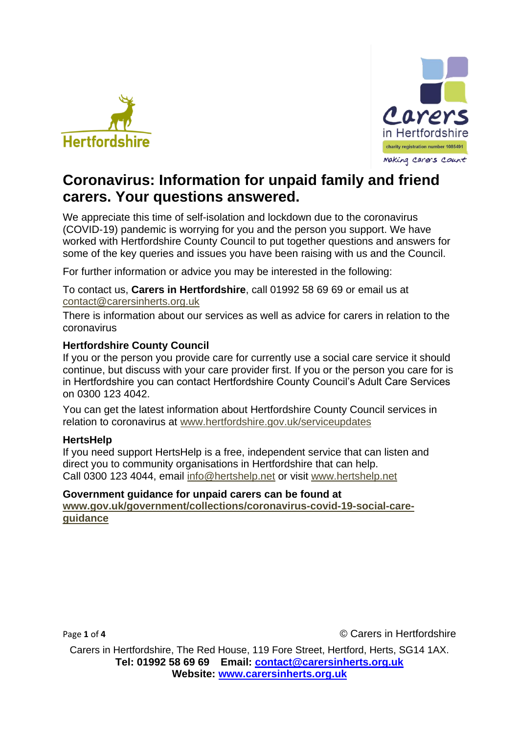# Coronavirus: Information for unpaid family and friend carers. Your questions answered.

We appreciate this time of self-isolation and lockdown due to the coronavirus (COVID-19) pandemic is worrying for you and the person you support. We have worked with Hertfordshire County Council to put together questions and answers for some of the key queries and issues you have been raising with us and the Council.

For further information or advice you may be interested in the following:

To contact us, **Carers in Hertfordshire**, call 01992 58 69 69 or email us at contact@carersinherts.org.uk

There is information about our services as well as advice for carers in relation to the coronavirus

**Hertfordshire County Council**

If you or the person you provide care for currently use a social care service it should continue, but discuss with your care provider first. If you or the person you care for is in Hertfordshire you can contact Hertfordshire County Council's Adult Care Services on 0300 123 4042.

You can get the latest information about Hertfordshire County Council services in relation to coronavirus at www.hertfordshire.gov.uk/serviceupdates

**HertsHelp**

If you need support HertsHelp is a free, independent service that can listen and direct you to community organisations in Hertfordshire that can help.
Call 0300 123 4044, email info@hertshelp.net or visit www.hertshelp.net

**Government guidance for unpaid carers can be found at www.gov.uk/government/collections/coronavirus-covid-19-social-care-guidance**

© Carers in Hertfordshire

Carers in Hertfordshire, The Red House, 119 Fore Street, Hertford, Herts, SG14 1AX.
**Tel: 01992 58 69 69 Email: contact@carersinherts.org.uk**
**Website: www.carersinherts.org.uk**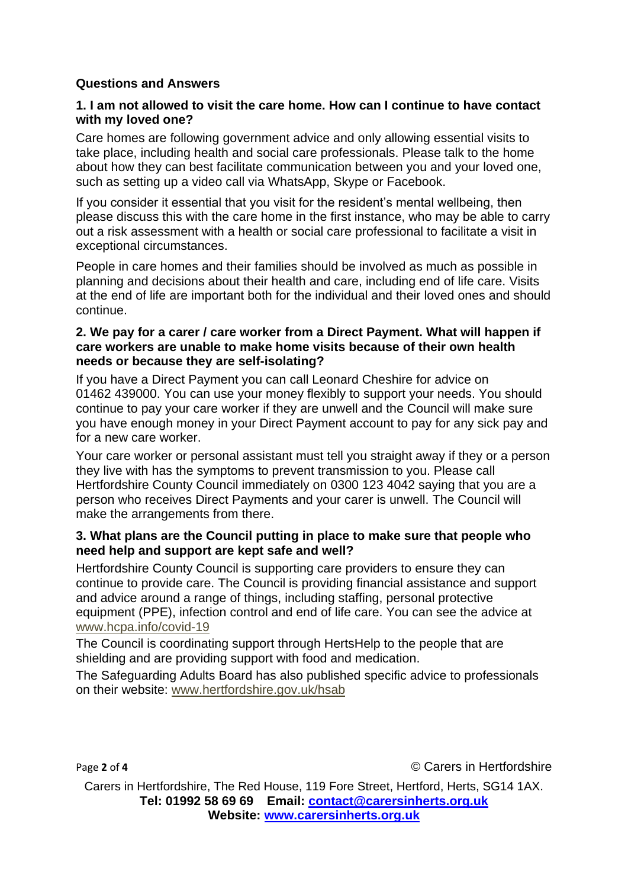## Questions and Answers

### 1. I am not allowed to visit the care home. How can I continue to have contact with my loved one?

Care homes are following government advice and only allowing essential visits to take place, including health and social care professionals. Please talk to the home about how they can best facilitate communication between you and your loved one, such as setting up a video call via WhatsApp, Skype or Facebook.

If you consider it essential that you visit for the resident's mental wellbeing, then please discuss this with the care home in the first instance, who may be able to carry out a risk assessment with a health or social care professional to facilitate a visit in exceptional circumstances.

People in care homes and their families should be involved as much as possible in planning and decisions about their health and care, including end of life care. Visits at the end of life are important both for the individual and their loved ones and should continue.

### 2. We pay for a carer / care worker from a Direct Payment. What will happen if care workers are unable to make home visits because of their own health needs or because they are self-isolating?

If you have a Direct Payment you can call Leonard Cheshire for advice on 01462 439000. You can use your money flexibly to support your needs. You should continue to pay your care worker if they are unwell and the Council will make sure you have enough money in your Direct Payment account to pay for any sick pay and for a new care worker.

Your care worker or personal assistant must tell you straight away if they or a person they live with has the symptoms to prevent transmission to you. Please call Hertfordshire County Council immediately on 0300 123 4042 saying that you are a person who receives Direct Payments and your carer is unwell. The Council will make the arrangements from there.

### 3. What plans are the Council putting in place to make sure that people who need help and support are kept safe and well?

Hertfordshire County Council is supporting care providers to ensure they can continue to provide care. The Council is providing financial assistance and support and advice around a range of things, including staffing, personal protective equipment (PPE), infection control and end of life care. You can see the advice at www.hcpa.info/covid-19

The Council is coordinating support through HertsHelp to the people that are shielding and are providing support with food and medication.

The Safeguarding Adults Board has also published specific advice to professionals on their website: www.hertfordshire.gov.uk/hsab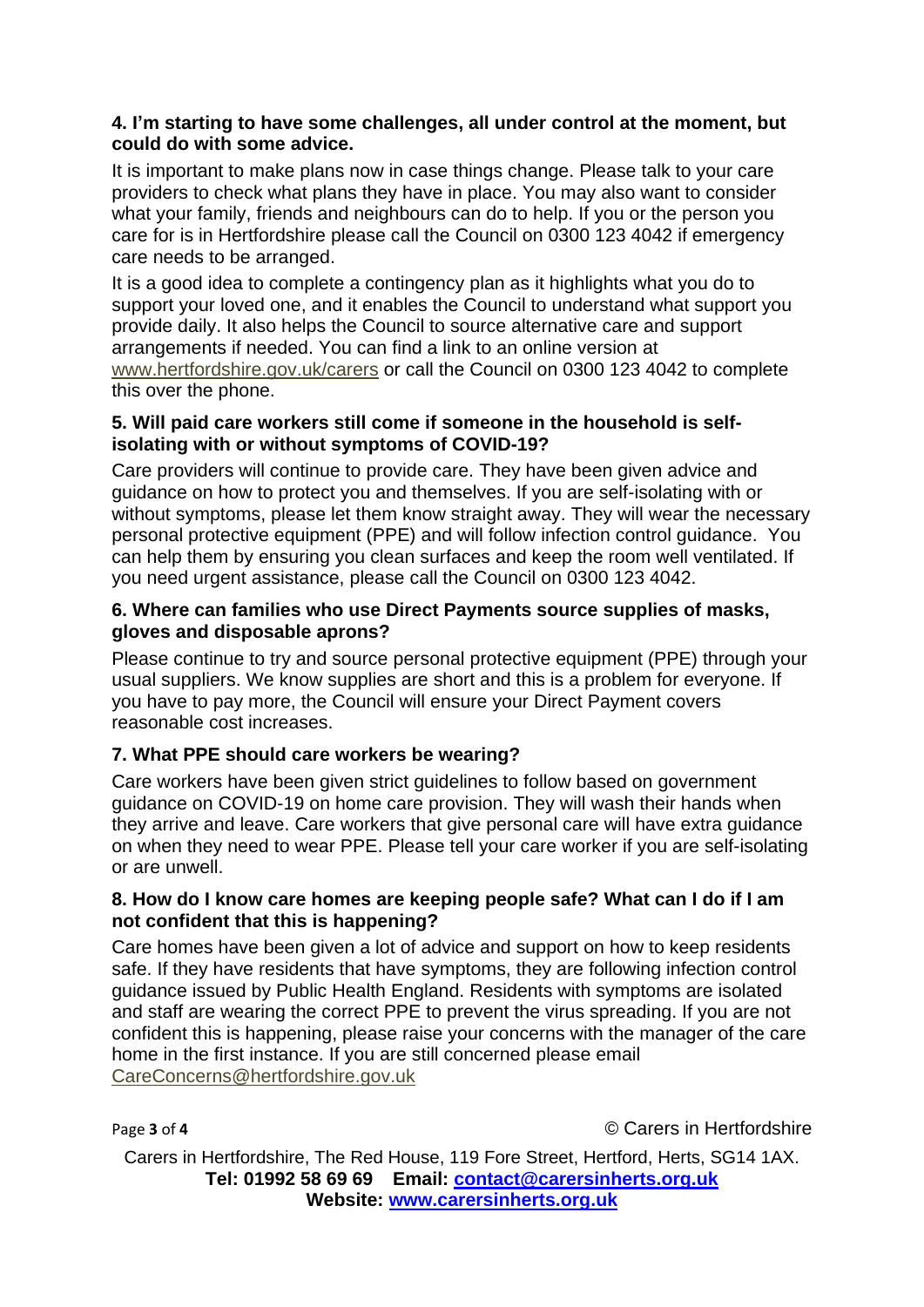**4. I'm starting to have some challenges, all under control at the moment, but could do with some advice.**

It is important to make plans now in case things change. Please talk to your care providers to check what plans they have in place. You may also want to consider what your family, friends and neighbours can do to help. If you or the person you care for is in Hertfordshire please call the Council on 0300 123 4042 if emergency care needs to be arranged.

It is a good idea to complete a contingency plan as it highlights what you do to support your loved one, and it enables the Council to understand what support you provide daily. It also helps the Council to source alternative care and support arrangements if needed. You can find a link to an online version at [www.hertfordshire.gov.uk/carers](www.hertfordshire.gov.uk/carers) or call the Council on 0300 123 4042 to complete this over the phone.

**5. Will paid care workers still come if someone in the household is self-isolating with or without symptoms of COVID-19?**

Care providers will continue to provide care. They have been given advice and guidance on how to protect you and themselves. If you are self-isolating with or without symptoms, please let them know straight away. They will wear the necessary personal protective equipment (PPE) and will follow infection control guidance. You can help them by ensuring you clean surfaces and keep the room well ventilated. If you need urgent assistance, please call the Council on 0300 123 4042.

**6. Where can families who use Direct Payments source supplies of masks, gloves and disposable aprons?**

Please continue to try and source personal protective equipment (PPE) through your usual suppliers. We know supplies are short and this is a problem for everyone. If you have to pay more, the Council will ensure your Direct Payment covers reasonable cost increases.

**7. What PPE should care workers be wearing?**

Care workers have been given strict guidelines to follow based on government guidance on COVID-19 on home care provision. They will wash their hands when they arrive and leave. Care workers that give personal care will have extra guidance on when they need to wear PPE. Please tell your care worker if you are self-isolating or are unwell.

**8. How do I know care homes are keeping people safe? What can I do if I am not confident that this is happening?**

Care homes have been given a lot of advice and support on how to keep residents safe. If they have residents that have symptoms, they are following infection control guidance issued by Public Health England. Residents with symptoms are isolated and staff are wearing the correct PPE to prevent the virus spreading. If you are not confident this is happening, please raise your concerns with the manager of the care home in the first instance. If you are still concerned please email [CareConcerns@hertfordshire.gov.uk](mailto:CareConcerns@hertfordshire.gov.uk)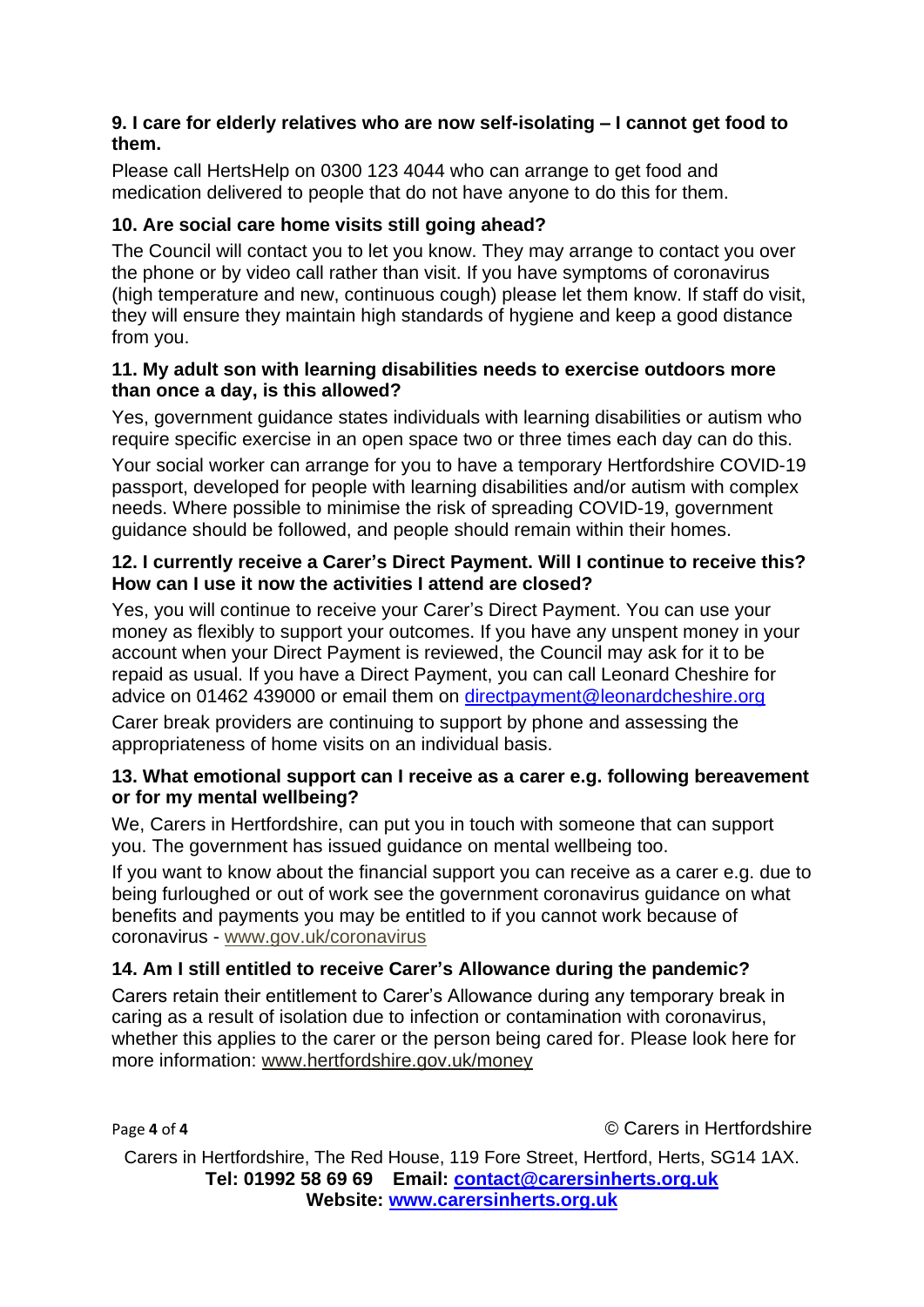**9. I care for elderly relatives who are now self-isolating – I cannot get food to them.**

Please call HertsHelp on 0300 123 4044 who can arrange to get food and medication delivered to people that do not have anyone to do this for them.

**10. Are social care home visits still going ahead?**

The Council will contact you to let you know. They may arrange to contact you over the phone or by video call rather than visit. If you have symptoms of coronavirus (high temperature and new, continuous cough) please let them know. If staff do visit, they will ensure they maintain high standards of hygiene and keep a good distance from you.

**11. My adult son with learning disabilities needs to exercise outdoors more than once a day, is this allowed?**

Yes, government guidance states individuals with learning disabilities or autism who require specific exercise in an open space two or three times each day can do this.

Your social worker can arrange for you to have a temporary Hertfordshire COVID-19 passport, developed for people with learning disabilities and/or autism with complex needs. Where possible to minimise the risk of spreading COVID-19, government guidance should be followed, and people should remain within their homes.

**12. I currently receive a Carer's Direct Payment. Will I continue to receive this? How can I use it now the activities I attend are closed?**

Yes, you will continue to receive your Carer's Direct Payment. You can use your money as flexibly to support your outcomes. If you have any unspent money in your account when your Direct Payment is reviewed, the Council may ask for it to be repaid as usual. If you have a Direct Payment, you can call Leonard Cheshire for advice on 01462 439000 or email them on directpayment@leonardcheshire.org

Carer break providers are continuing to support by phone and assessing the appropriateness of home visits on an individual basis.

**13. What emotional support can I receive as a carer e.g. following bereavement or for my mental wellbeing?**

We, Carers in Hertfordshire, can put you in touch with someone that can support you. The government has issued guidance on mental wellbeing too.

If you want to know about the financial support you can receive as a carer e.g. due to being furloughed or out of work see the government coronavirus guidance on what benefits and payments you may be entitled to if you cannot work because of coronavirus - www.gov.uk/coronavirus

**14. Am I still entitled to receive Carer's Allowance during the pandemic?**

Carers retain their entitlement to Carer's Allowance during any temporary break in caring as a result of isolation due to infection or contamination with coronavirus, whether this applies to the carer or the person being cared for. Please look here for more information: www.hertfordshire.gov.uk/money

© Carers in Hertfordshire

Carers in Hertfordshire, The Red House, 119 Fore Street, Hertford, Herts, SG14 1AX.
**Tel: 01992 58 69 69 Email: contact@carersinherts.org.uk**
**Website: www.carersinherts.org.uk**